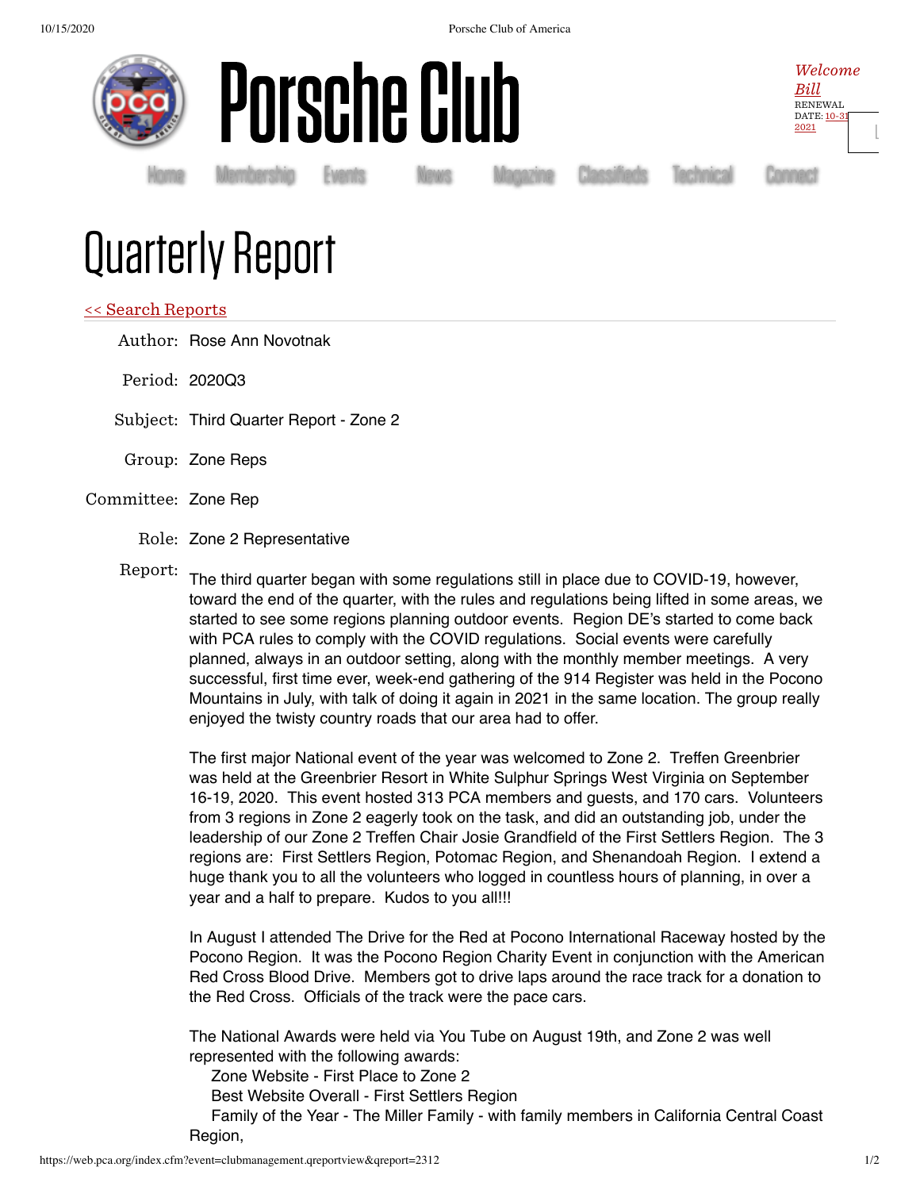# Porsche Club

*Welcome Bill*
RENEWAL DATE: 10-31-2021

Home Membership Events News Magazine Classifieds Technical Connect

# Quarterly Report

<< Search Reports

Author: Rose Ann Novotnak

Period: 2020Q3

Subject: Third Quarter Report - Zone 2

Group: Zone Reps

Committee: Zone Rep

Role: Zone 2 Representative

Report:

The third quarter began with some regulations still in place due to COVID-19, however, toward the end of the quarter, with the rules and regulations being lifted in some areas, we started to see some regions planning outdoor events. Region DE's started to come back with PCA rules to comply with the COVID regulations. Social events were carefully planned, always in an outdoor setting, along with the monthly member meetings. A very successful, first time ever, week-end gathering of the 914 Register was held in the Pocono Mountains in July, with talk of doing it again in 2021 in the same location. The group really enjoyed the twisty country roads that our area had to offer.

The first major National event of the year was welcomed to Zone 2. Treffen Greenbrier was held at the Greenbrier Resort in White Sulphur Springs West Virginia on September 16-19, 2020. This event hosted 313 PCA members and guests, and 170 cars. Volunteers from 3 regions in Zone 2 eagerly took on the task, and did an outstanding job, under the leadership of our Zone 2 Treffen Chair Josie Grandfield of the First Settlers Region. The 3 regions are: First Settlers Region, Potomac Region, and Shenandoah Region. I extend a huge thank you to all the volunteers who logged in countless hours of planning, in over a year and a half to prepare. Kudos to you all!!!

In August I attended The Drive for the Red at Pocono International Raceway hosted by the Pocono Region. It was the Pocono Region Charity Event in conjunction with the American Red Cross Blood Drive. Members got to drive laps around the race track for a donation to the Red Cross. Officials of the track were the pace cars.

The National Awards were held via You Tube on August 19th, and Zone 2 was well represented with the following awards:

Zone Website - First Place to Zone 2
Best Website Overall - First Settlers Region
Family of the Year - The Miller Family - with family members in California Central Coast Region,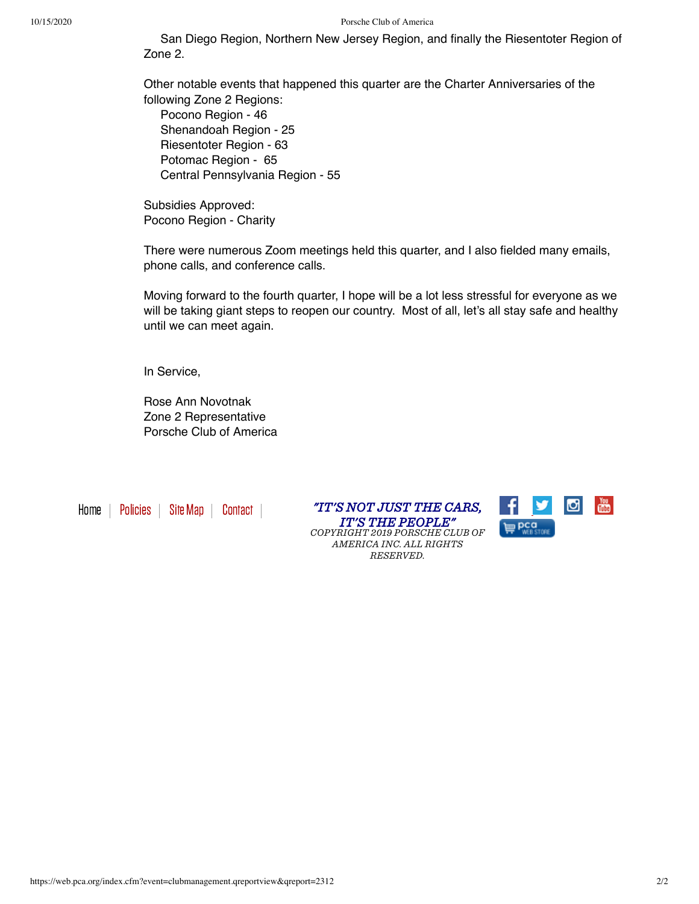San Diego Region, Northern New Jersey Region, and finally the Riesentoter Region of Zone 2.

Other notable events that happened this quarter are the Charter Anniversaries of the following Zone 2 Regions:

- Pocono Region - 46
- Shenandoah Region - 25
- Riesentoter Region - 63
- Potomac Region - 65
- Central Pennsylvania Region - 55

Subsidies Approved:
Pocono Region - Charity

There were numerous Zoom meetings held this quarter, and I also fielded many emails, phone calls, and conference calls.

Moving forward to the fourth quarter, I hope will be a lot less stressful for everyone as we will be taking giant steps to reopen our country. Most of all, let's all stay safe and healthy until we can meet again.

In Service,

Rose Ann Novotnak
Zone 2 Representative
Porsche Club of America

Home | Policies | Site Map | Contact |

***"IT'S NOT JUST THE CARS, IT'S THE PEOPLE"***

*COPYRIGHT 2019 PORSCHE CLUB OF AMERICA INC. ALL RIGHTS RESERVED.*